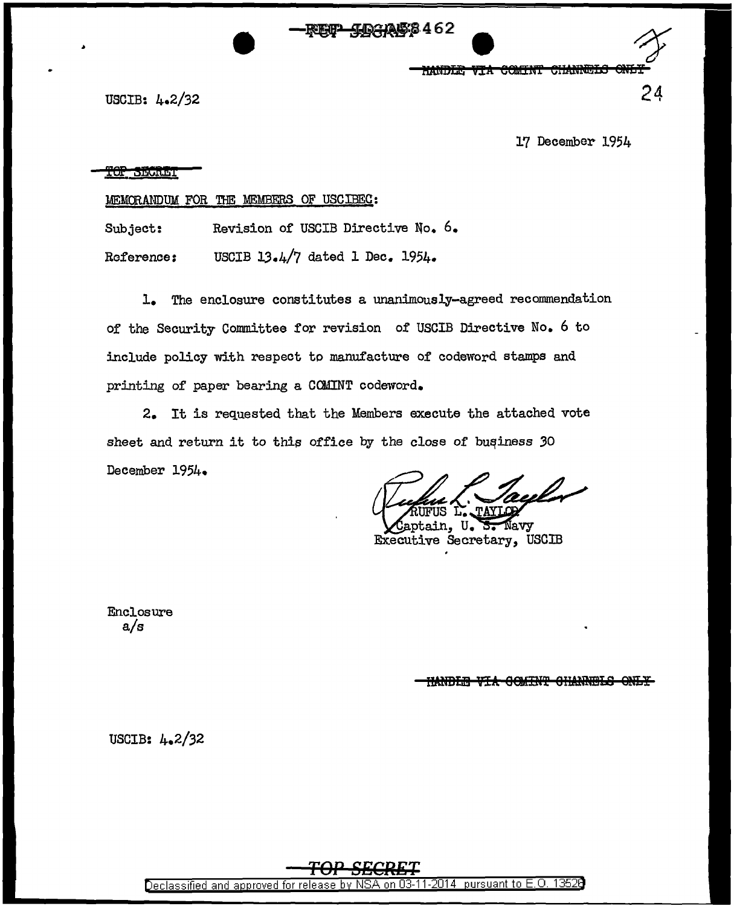USCIB: 4.2/32

17 December 1954

~~TOP SECRET~~

MEMORANDUM FOR THE MEMBERS OF USCIBEC:

Subject: Revision of USCIB Directive No. 6.

Reference: USCIB 13.4/7 dated 1 Dec. 1954.

1. The enclosure constitutes a unanimously-agreed recommendation of the Security Committee for revision of USCIB Directive No. 6 to include policy with respect to manufacture of codeword stamps and printing of paper bearing a COMINT codeword.

2. It is requested that the Members execute the attached vote sheet and return it to this office by the close of business 30 December 1954.

RUFUS L. TAYLOR
Captain, U. S. Navy
Executive Secretary, USCIB

Enclosure
a/s

~~HANDLE VIA COMINT CHANNELS ONLY~~

USCIB: 4.2/32

~~TOP SECRET~~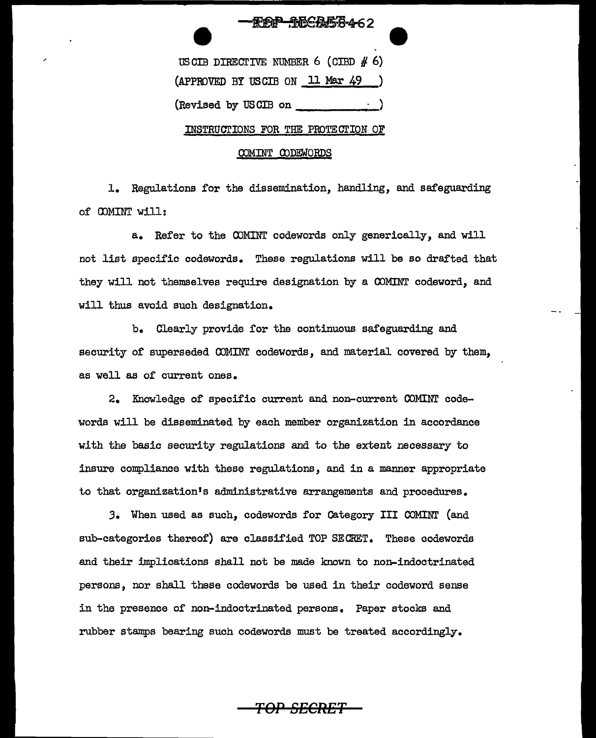USCIB DIRECTIVE NUMBER 6 (CIBD # 6)

(APPROVED BY USCIB ON 11 Mar 49 )

(Revised by USCIB on \_\_\_\_\_\_\_\_\_\_ )

INSTRUCTIONS FOR THE PROTECTION OF

COMINT CODEWORDS

1. Regulations for the dissemination, handling, and safeguarding of COMINT will:

   a. Refer to the COMINT codewords only generically, and will not list specific codewords. These regulations will be so drafted that they will not themselves require designation by a COMINT codeword, and will thus avoid such designation.

   b. Clearly provide for the continuous safeguarding and security of superseded COMINT codewords, and material covered by them, as well as of current ones.

2. Knowledge of specific current and non-current COMINT codewords will be disseminated by each member organization in accordance with the basic security regulations and to the extent necessary to insure compliance with these regulations, and in a manner appropriate to that organization's administrative arrangements and procedures.

3. When used as such, codewords for Category III COMINT (and sub-categories thereof) are classified TOP SECRET. These codewords and their implications shall not be made known to non-indoctrinated persons, nor shall these codewords be used in their codeword sense in the presence of non-indoctrinated persons. Paper stocks and rubber stamps bearing such codewords must be treated accordingly.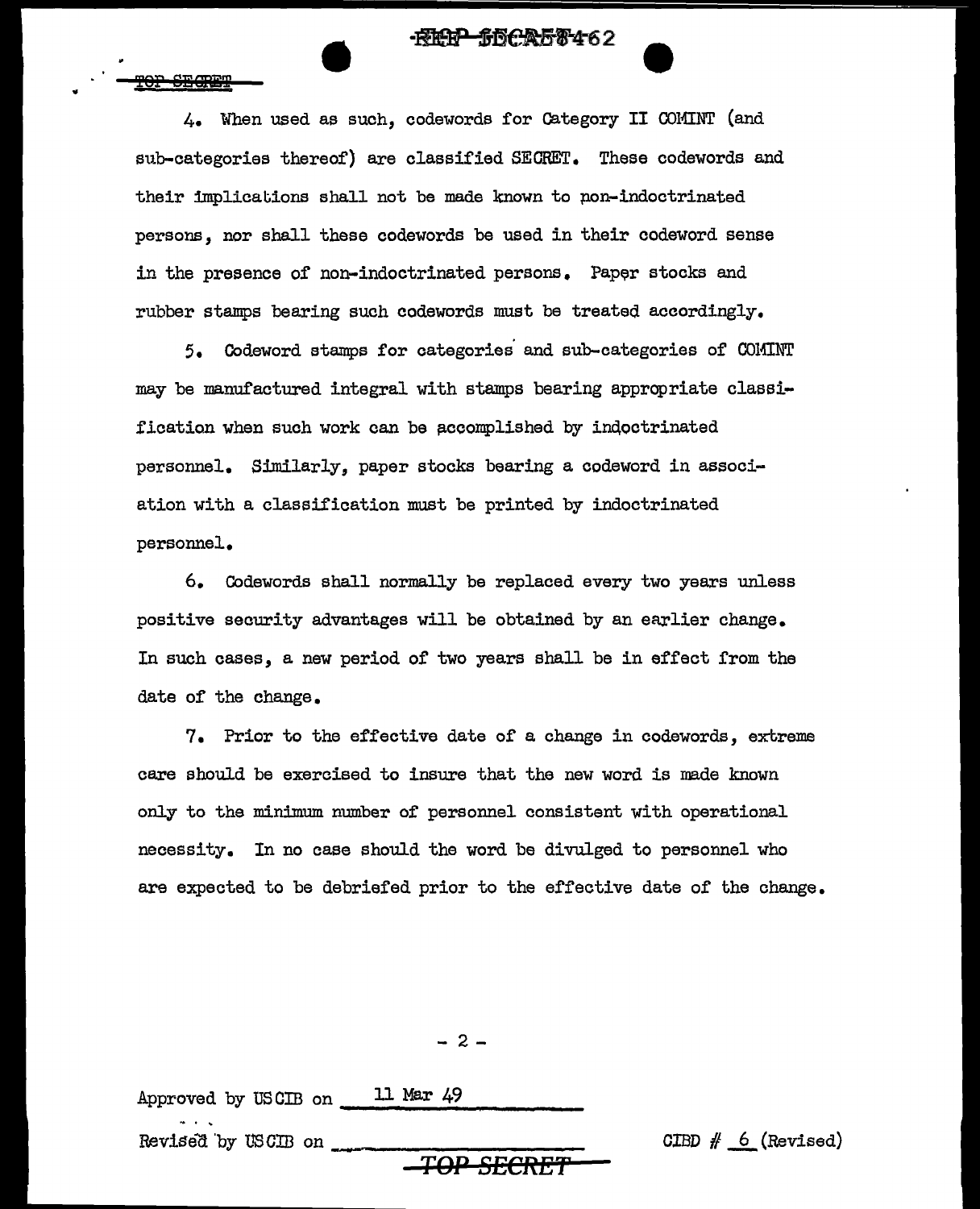4. When used as such, codewords for Category II COMINT (and sub-categories thereof) are classified SECRET. These codewords and their implications shall not be made known to non-indoctrinated persons, nor shall these codewords be used in their codeword sense in the presence of non-indoctrinated persons. Paper stocks and rubber stamps bearing such codewords must be treated accordingly.

5. Codeword stamps for categories and sub-categories of COMINT may be manufactured integral with stamps bearing appropriate classification when such work can be accomplished by indoctrinated personnel. Similarly, paper stocks bearing a codeword in association with a classification must be printed by indoctrinated personnel.

6. Codewords shall normally be replaced every two years unless positive security advantages will be obtained by an earlier change. In such cases, a new period of two years shall be in effect from the date of the change.

7. Prior to the effective date of a change in codewords, extreme care should be exercised to insure that the new word is made known only to the minimum number of personnel consistent with operational necessity. In no case should the word be divulged to personnel who are expected to be debriefed prior to the effective date of the change.

Approved by USCIB on 11 Mar 49

Revised by USCIB on ________ CIBD # 6 (Revised)